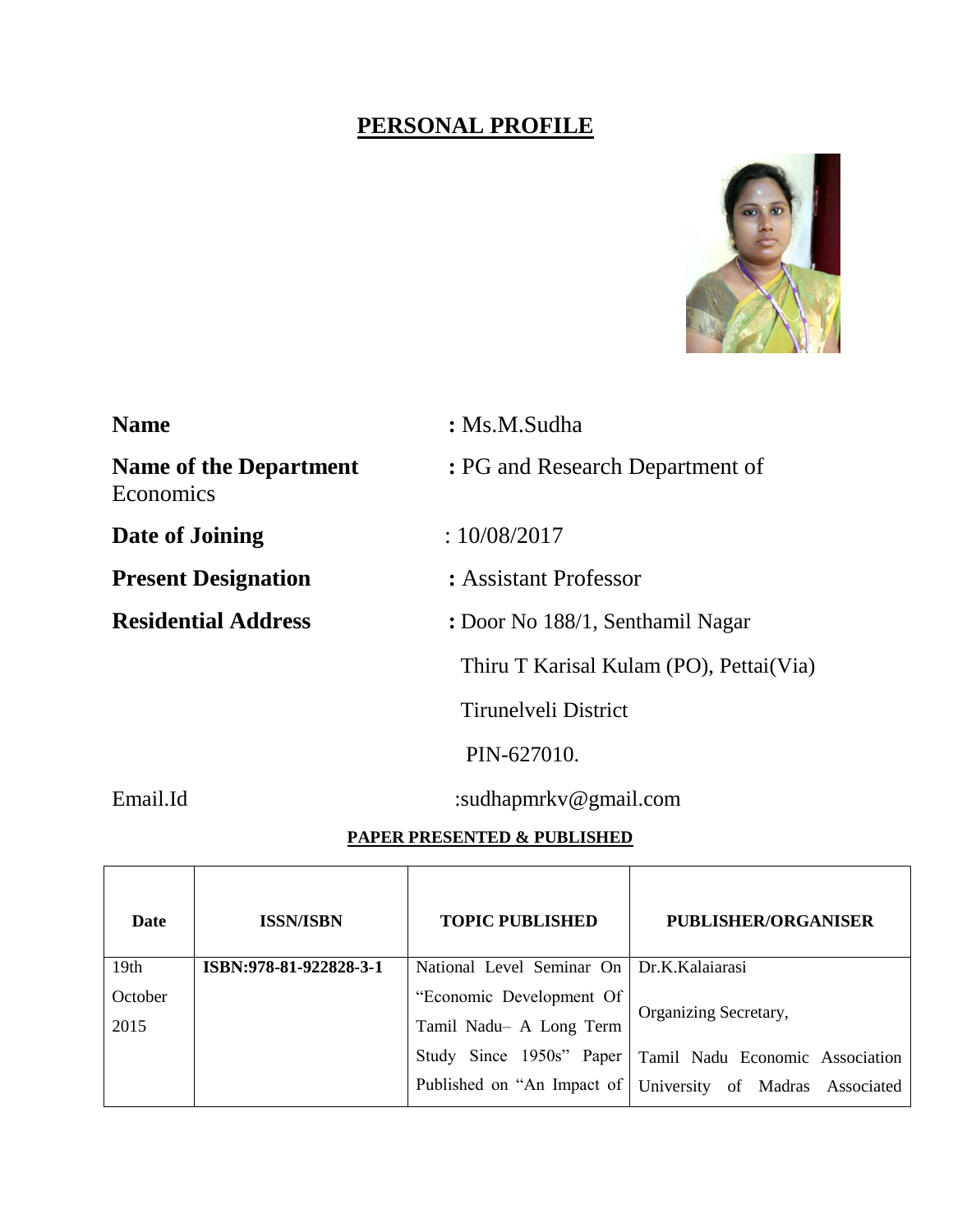# PERSONAL PROFILE

**Name** **:** Ms.M.Sudha

**Name of the Department** **:** PG and Research Department of Economics

**Date of Joining** : 10/08/2017

**Present Designation** **:** Assistant Professor

**Residential Address** **:** Door No 188/1, Senthamil Nagar
Thiru T Karisal Kulam (PO), Pettai(Via)
Tirunelveli District
PIN-627010.

Email.Id :sudhapmrkv@gmail.com

**PAPER PRESENTED & PUBLISHED**

| Date | ISSN/ISBN | TOPIC PUBLISHED | PUBLISHER/ORGANISER |
|---|---|---|---|
| 19th October 2015 | **ISBN:978-81-922828-3-1** | National Level Seminar On "Economic Development Of Tamil Nadu– A Long Term Study Since 1950s" Paper Published on "An Impact of | Dr.K.Kalaiarasi<br>Organizing Secretary,<br>Tamil Nadu Economic Association University of Madras Associated |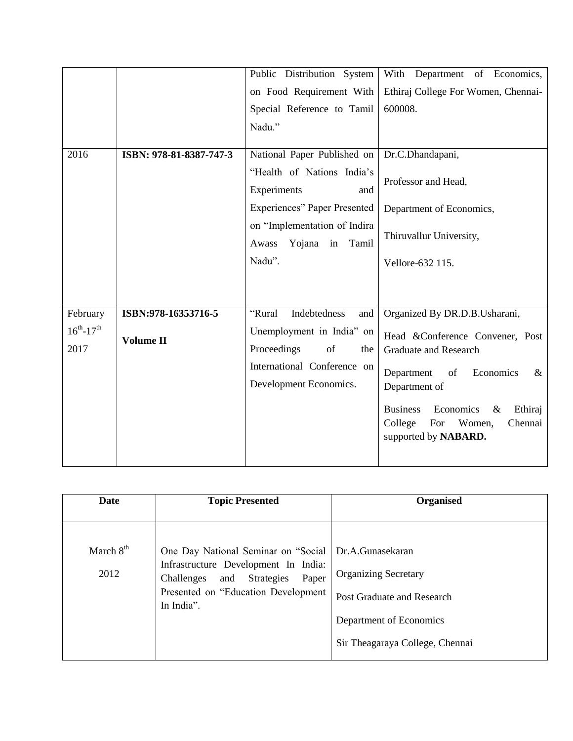|  |  | Public Distribution System on Food Requirement With Special Reference to Tamil Nadu." | With Department of Economics, Ethiraj College For Women, Chennai-600008. |
|---|---|---|---|
| 2016 | **ISBN: 978-81-8387-747-3** | National Paper Published on "Health of Nations India's Experiments and Experiences" Paper Presented on "Implementation of Indira Awass Yojana in Tamil Nadu". | Dr.C.Dhandapani, Professor and Head, Department of Economics, Thiruvallur University, Vellore-632 115. |
| February $16^{th}$-$17^{th}$ 2017 | **ISBN:978-16353716-5** **Volume II** | "Rural Indebtedness and Unemployment in India" on Proceedings of the International Conference on Development Economics. | Organized By DR.D.B.Usharani, Head &Conference Convener, Post Graduate and Research Department of Economics & Department of Business Economics & Ethiraj College For Women, Chennai supported by **NABARD.** |

| **Date** | **Topic Presented** | **Organised** |
|---|---|---|
| March $8^{th}$ 2012 | One Day National Seminar on "Social Infrastructure Development In India: Challenges and Strategies Paper Presented on "Education Development In India". | Dr.A.Gunasekaran Organizing Secretary Post Graduate and Research Department of Economics Sir Theagaraya College, Chennai |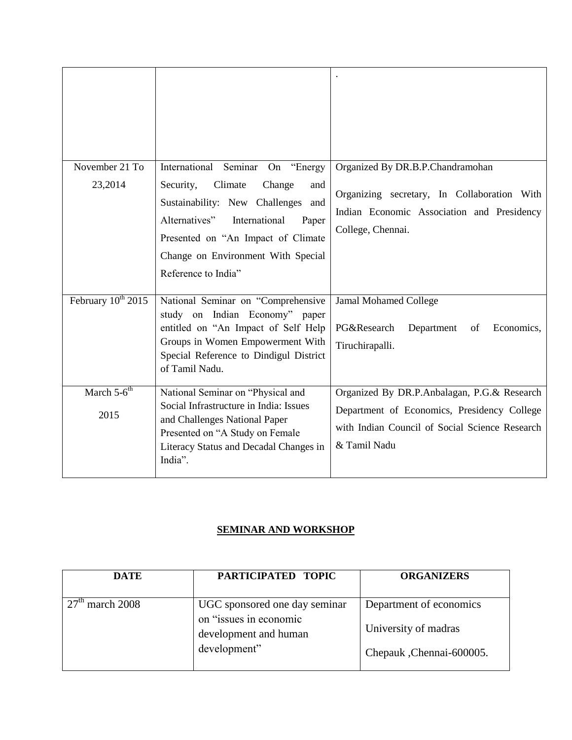| | | . |
|---|---|---|
| November 21 To 23,2014 | International Seminar On "Energy Security, Climate Change and Sustainability: New Challenges and Alternatives" International Paper Presented on "An Impact of Climate Change on Environment With Special Reference to India" | Organized By DR.B.P.Chandramohan<br><br>Organizing secretary, In Collaboration With Indian Economic Association and Presidency College, Chennai. |
| February 10th 2015 | National Seminar on "Comprehensive study on Indian Economy" paper entitled on "An Impact of Self Help Groups in Women Empowerment With Special Reference to Dindigul District of Tamil Nadu. | Jamal Mohamed College<br><br>PG&Research Department of Economics, Tiruchirapalli. |
| March 5-6th 2015 | National Seminar on "Physical and Social Infrastructure in India: Issues and Challenges National Paper Presented on "A Study on Female Literacy Status and Decadal Changes in India". | Organized By DR.P.Anbalagan, P.G.& Research Department of Economics, Presidency College with Indian Council of Social Science Research & Tamil Nadu |

## SEMINAR AND WORKSHOP

| DATE | PARTICIPATED TOPIC | ORGANIZERS |
|---|---|---|
| 27th march 2008 | UGC sponsored one day seminar on "issues in economic development and human development" | Department of economics<br><br>University of madras<br><br>Chepauk ,Chennai-600005. |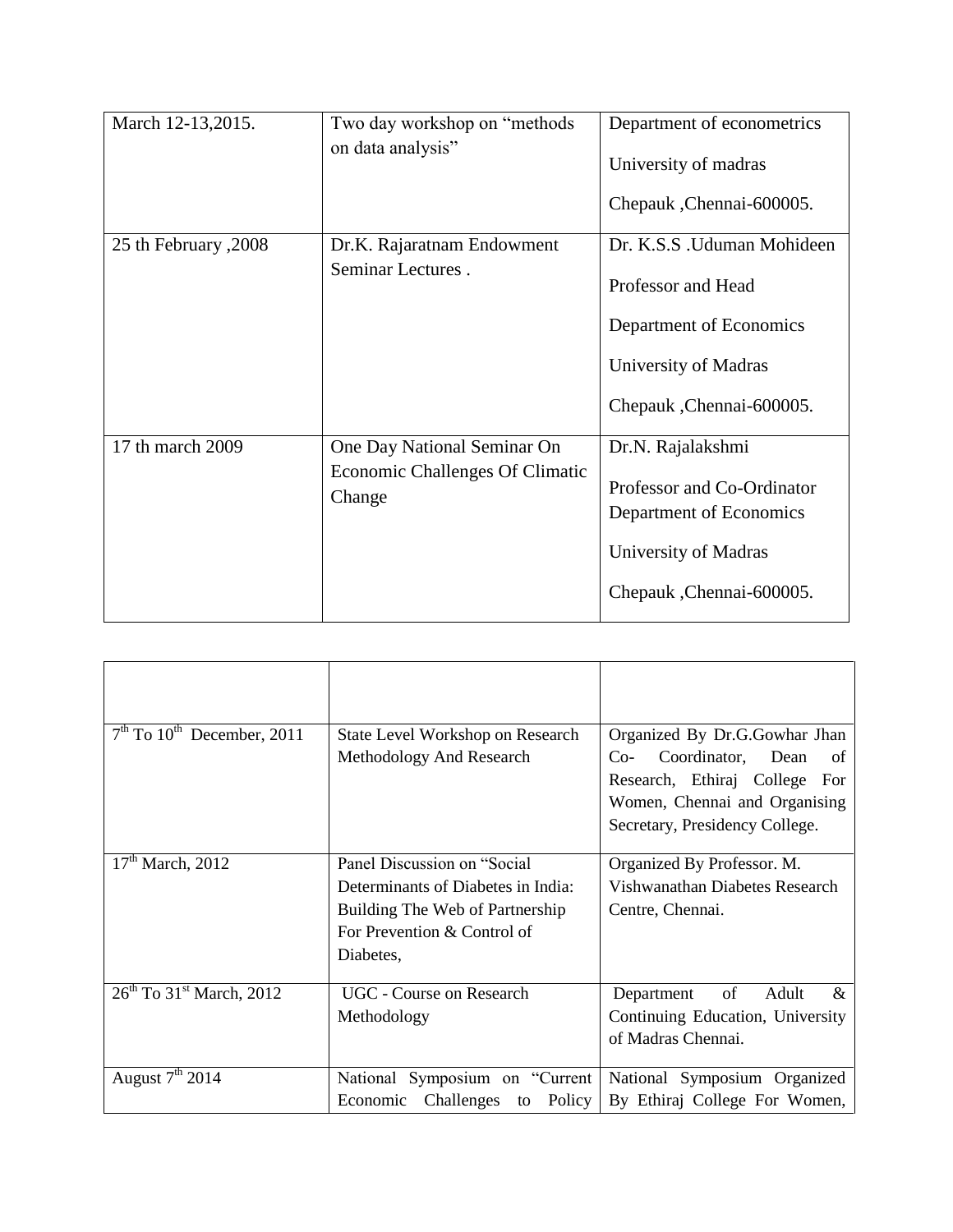| March 12-13,2015. | Two day workshop on "methods on data analysis" | Department of econometrics<br>University of madras<br>Chepauk ,Chennai-600005. |
|---|---|---|
| 25 th February ,2008 | Dr.K. Rajaratnam Endowment Seminar Lectures . | Dr. K.S.S .Uduman Mohideen<br>Professor and Head<br>Department of Economics<br>University of Madras<br>Chepauk ,Chennai-600005. |
| 17 th march 2009 | One Day National Seminar On Economic Challenges Of Climatic Change | Dr.N. Rajalakshmi<br>Professor and Co-Ordinator Department of Economics<br>University of Madras<br>Chepauk ,Chennai-600005. |

| | | |
|---|---|---|
| 7th To 10th December, 2011 | State Level Workshop on Research Methodology And Research | Organized By Dr.G.Gowhar Jhan Co- Coordinator, Dean of Research, Ethiraj College For Women, Chennai and Organising Secretary, Presidency College. |
| 17th March, 2012 | Panel Discussion on "Social Determinants of Diabetes in India: Building The Web of Partnership For Prevention & Control of Diabetes, | Organized By Professor. M. Vishwanathan Diabetes Research Centre, Chennai. |
| 26th To 31st March, 2012 | UGC - Course on Research Methodology | Department of Adult & Continuing Education, University of Madras Chennai. |
| August 7th 2014 | National Symposium on "Current Economic Challenges to Policy | National Symposium Organized By Ethiraj College For Women, |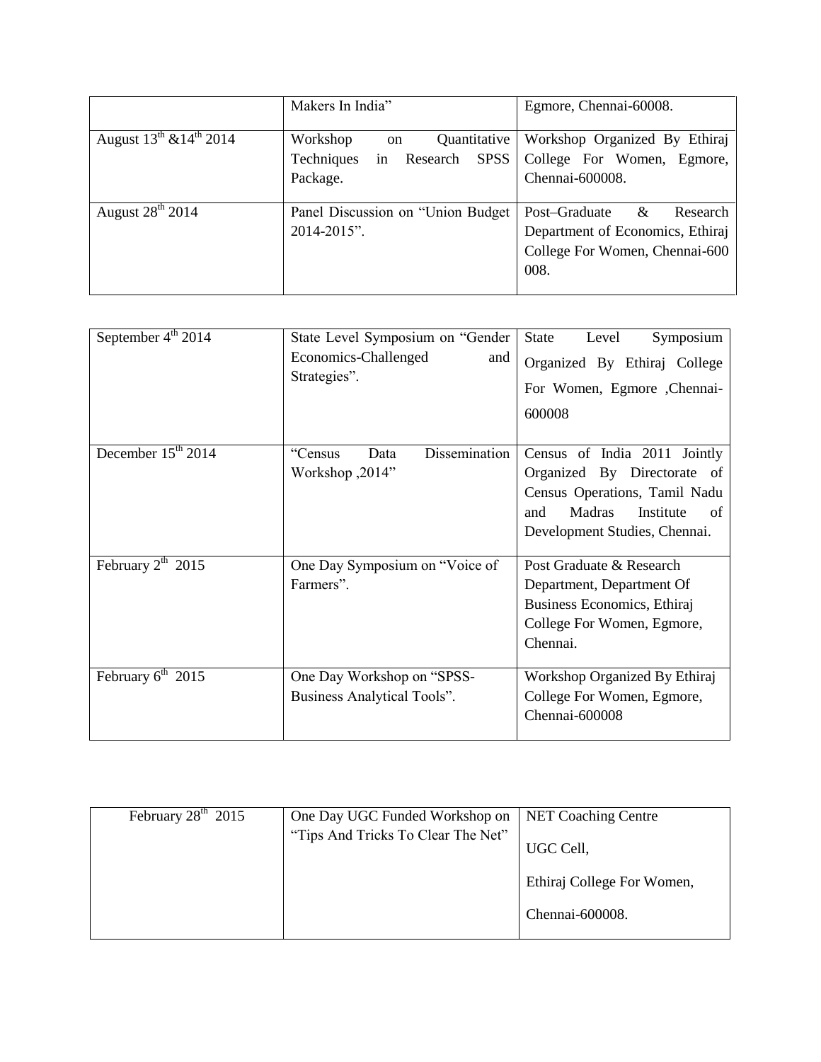| | | |
|---|---|---|
| | Makers In India" | Egmore, Chennai-60008. |
| August 13th &14th 2014 | Workshop on Quantitative Techniques in Research SPSS Package. | Workshop Organized By Ethiraj College For Women, Egmore, Chennai-600008. |
| August 28th 2014 | Panel Discussion on "Union Budget 2014-2015". | Post–Graduate & Research Department of Economics, Ethiraj College For Women, Chennai-600 008. |

| | | |
|---|---|---|
| September 4th 2014 | State Level Symposium on "Gender Economics-Challenged and Strategies". | State Level Symposium Organized By Ethiraj College For Women, Egmore ,Chennai-600008 |
| December 15th 2014 | "Census Data Dissemination Workshop ,2014" | Census of India 2011 Jointly Organized By Directorate of Census Operations, Tamil Nadu and Madras Institute of Development Studies, Chennai. |
| February 2th 2015 | One Day Symposium on "Voice of Farmers". | Post Graduate & Research Department, Department Of Business Economics, Ethiraj College For Women, Egmore, Chennai. |
| February 6th 2015 | One Day Workshop on "SPSS-Business Analytical Tools". | Workshop Organized By Ethiraj College For Women, Egmore, Chennai-600008 |

| | | |
|---|---|---|
| February 28th 2015 | One Day UGC Funded Workshop on "Tips And Tricks To Clear The Net" | NET Coaching Centre<br>UGC Cell,<br>Ethiraj College For Women,<br>Chennai-600008. |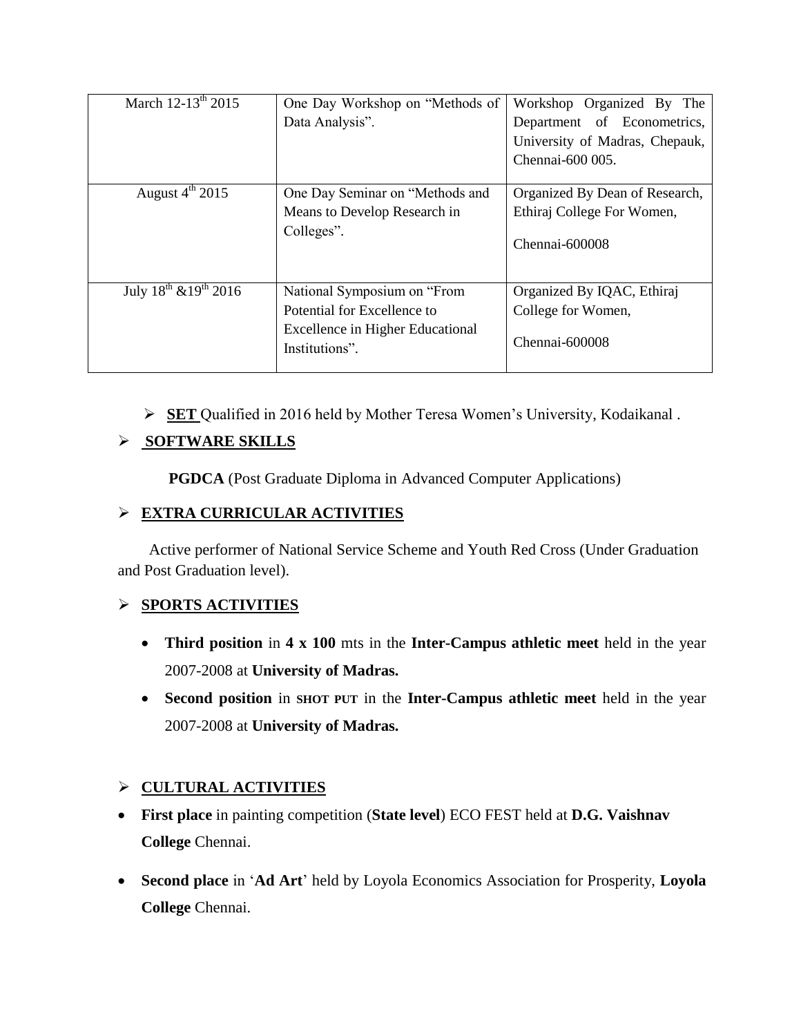| March 12-13th 2015 | One Day Workshop on "Methods of Data Analysis". | Workshop Organized By The Department of Econometrics, University of Madras, Chepauk, Chennai-600 005. |
|---|---|---|
| August 4th 2015 | One Day Seminar on "Methods and Means to Develop Research in Colleges". | Organized By Dean of Research, Ethiraj College For Women, Chennai-600008 |
| July 18th &19th 2016 | National Symposium on "From Potential for Excellence to Excellence in Higher Educational Institutions". | Organized By IQAC, Ethiraj College for Women, Chennai-600008 |

- **SET** Qualified in 2016 held by Mother Teresa Women's University, Kodaikanal .

## SOFTWARE SKILLS

**PGDCA** (Post Graduate Diploma in Advanced Computer Applications)

## EXTRA CURRICULAR ACTIVITIES

Active performer of National Service Scheme and Youth Red Cross (Under Graduation and Post Graduation level).

## SPORTS ACTIVITIES

- **Third position** in **4 x 100** mts in the **Inter-Campus athletic meet** held in the year 2007-2008 at **University of Madras.**
- **Second position** in **SHOT PUT** in the **Inter-Campus athletic meet** held in the year 2007-2008 at **University of Madras.**

## CULTURAL ACTIVITIES

- **First place** in painting competition (**State level**) ECO FEST held at **D.G. Vaishnav College** Chennai.
- **Second place** in '**Ad Art**' held by Loyola Economics Association for Prosperity, **Loyola College** Chennai.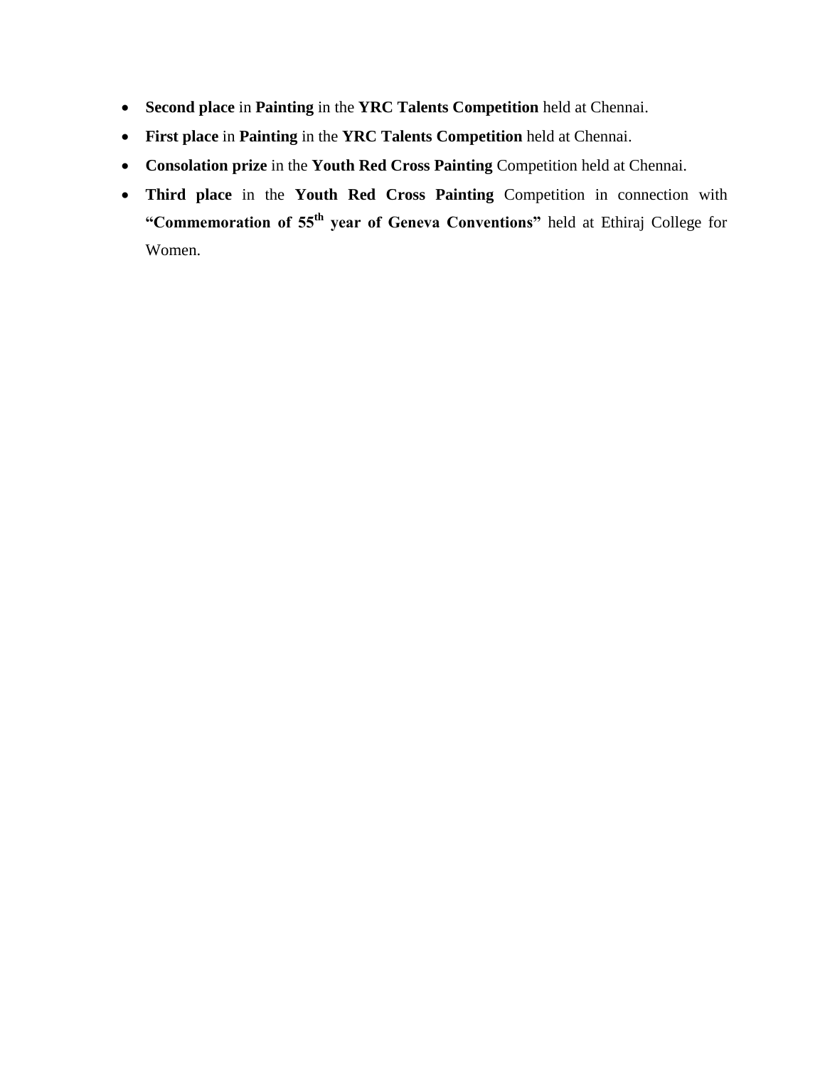- **Second place** in **Painting** in the **YRC Talents Competition** held at Chennai.
- **First place** in **Painting** in the **YRC Talents Competition** held at Chennai.
- **Consolation prize** in the **Youth Red Cross Painting** Competition held at Chennai.
- **Third place** in the **Youth Red Cross Painting** Competition in connection with **"Commemoration of 55th year of Geneva Conventions"** held at Ethiraj College for Women.